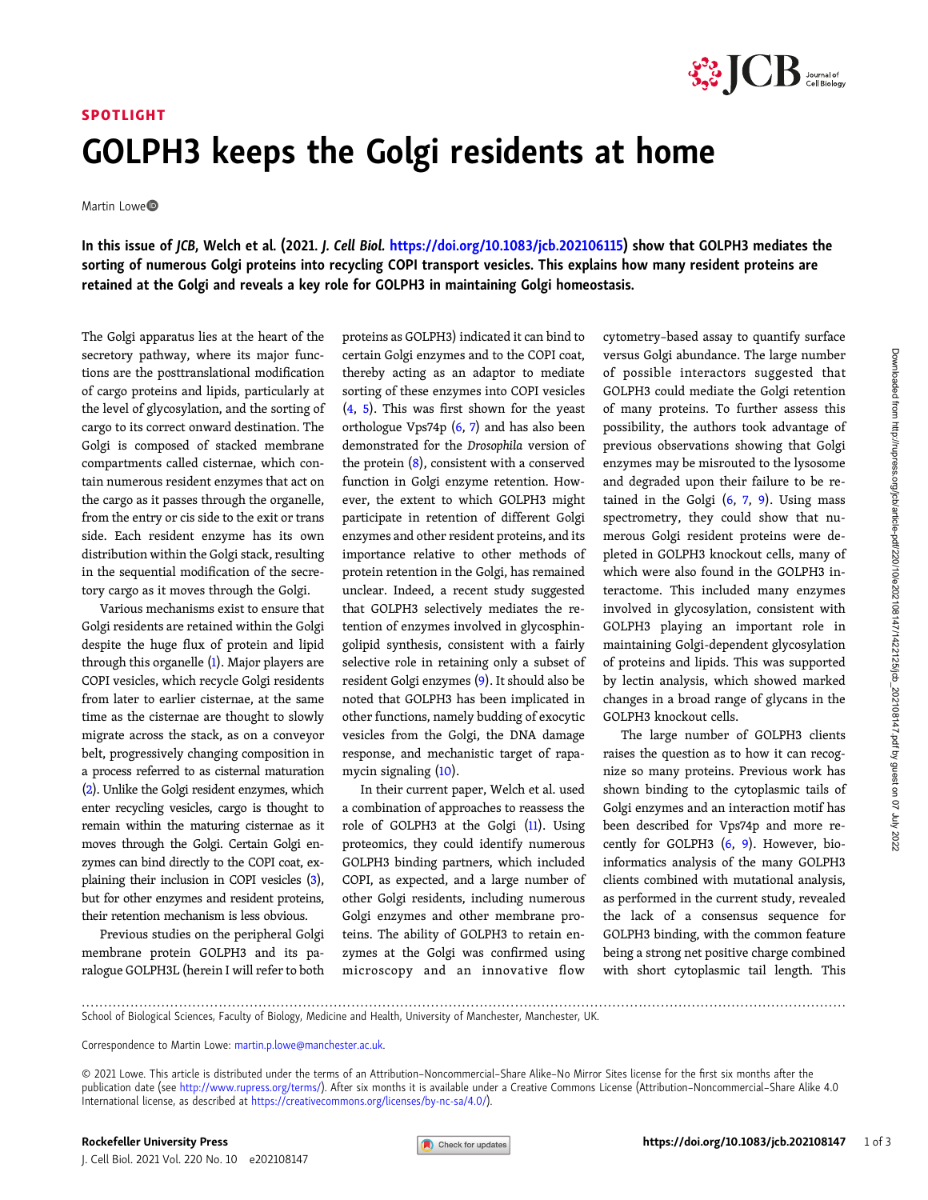SPOTLIGHT

# GOLPH3 keeps the Golgi residents at home

Martin Lowe

**In this issue of *JCB*, Welch et al. (2021. *J. Cell Biol.* https://doi.org/10.1083/jcb.202106115) show that GOLPH3 mediates the sorting of numerous Golgi proteins into recycling COPI transport vesicles. This explains how many resident proteins are retained at the Golgi and reveals a key role for GOLPH3 in maintaining Golgi homeostasis.**

The Golgi apparatus lies at the heart of the secretory pathway, where its major functions are the posttranslational modification of cargo proteins and lipids, particularly at the level of glycosylation, and the sorting of cargo to its correct onward destination. The Golgi is composed of stacked membrane compartments called cisternae, which contain numerous resident enzymes that act on the cargo as it passes through the organelle, from the entry or cis side to the exit or trans side. Each resident enzyme has its own distribution within the Golgi stack, resulting in the sequential modification of the secretory cargo as it moves through the Golgi.

Various mechanisms exist to ensure that Golgi residents are retained within the Golgi despite the huge flux of protein and lipid through this organelle (1). Major players are COPI vesicles, which recycle Golgi residents from later to earlier cisternae, at the same time as the cisternae are thought to slowly migrate across the stack, as on a conveyor belt, progressively changing composition in a process referred to as cisternal maturation (2). Unlike the Golgi resident enzymes, which enter recycling vesicles, cargo is thought to remain within the maturing cisternae as it moves through the Golgi. Certain Golgi enzymes can bind directly to the COPI coat, explaining their inclusion in COPI vesicles (3), but for other enzymes and resident proteins, their retention mechanism is less obvious.

Previous studies on the peripheral Golgi membrane protein GOLPH3 and its paralogue GOLPH3L (herein I will refer to both proteins as GOLPH3) indicated it can bind to certain Golgi enzymes and to the COPI coat, thereby acting as an adaptor to mediate sorting of these enzymes into COPI vesicles (4, 5). This was first shown for the yeast orthologue Vps74p (6, 7) and has also been demonstrated for the *Drosophila* version of the protein (8), consistent with a conserved function in Golgi enzyme retention. However, the extent to which GOLPH3 might participate in retention of different Golgi enzymes and other resident proteins, and its importance relative to other methods of protein retention in the Golgi, has remained unclear. Indeed, a recent study suggested that GOLPH3 selectively mediates the retention of enzymes involved in glycosphingolipid synthesis, consistent with a fairly selective role in retaining only a subset of resident Golgi enzymes (9). It should also be noted that GOLPH3 has been implicated in other functions, namely budding of exocytic vesicles from the Golgi, the DNA damage response, and mechanistic target of rapamycin signaling (10).

In their current paper, Welch et al. used a combination of approaches to reassess the role of GOLPH3 at the Golgi (11). Using proteomics, they could identify numerous GOLPH3 binding partners, which included COPI, as expected, and a large number of other Golgi residents, including numerous Golgi enzymes and other membrane proteins. The ability of GOLPH3 to retain enzymes at the Golgi was confirmed using microscopy and an innovative flow cytometry–based assay to quantify surface versus Golgi abundance. The large number of possible interactors suggested that GOLPH3 could mediate the Golgi retention of many proteins. To further assess this possibility, the authors took advantage of previous observations showing that Golgi enzymes may be misrouted to the lysosome and degraded upon their failure to be retained in the Golgi (6, 7, 9). Using mass spectrometry, they could show that numerous Golgi resident proteins were depleted in GOLPH3 knockout cells, many of which were also found in the GOLPH3 interactome. This included many enzymes involved in glycosylation, consistent with GOLPH3 playing an important role in maintaining Golgi-dependent glycosylation of proteins and lipids. This was supported by lectin analysis, which showed marked changes in a broad range of glycans in the GOLPH3 knockout cells.

The large number of GOLPH3 clients raises the question as to how it can recognize so many proteins. Previous work has shown binding to the cytoplasmic tails of Golgi enzymes and an interaction motif has been described for Vps74p and more recently for GOLPH3 (6, 9). However, bioinformatics analysis of the many GOLPH3 clients combined with mutational analysis, as performed in the current study, revealed the lack of a consensus sequence for GOLPH3 binding, with the common feature being a strong net positive charge combined with short cytoplasmic tail length. This

School of Biological Sciences, Faculty of Biology, Medicine and Health, University of Manchester, Manchester, UK.

Correspondence to Martin Lowe: martin.p.lowe@manchester.ac.uk.

© 2021 Lowe. This article is distributed under the terms of an Attribution–Noncommercial–Share Alike–No Mirror Sites license for the first six months after the publication date (see http://www.rupress.org/terms/). After six months it is available under a Creative Commons License (Attribution–Noncommercial–Share Alike 4.0 International license, as described at https://creativecommons.org/licenses/by-nc-sa/4.0/).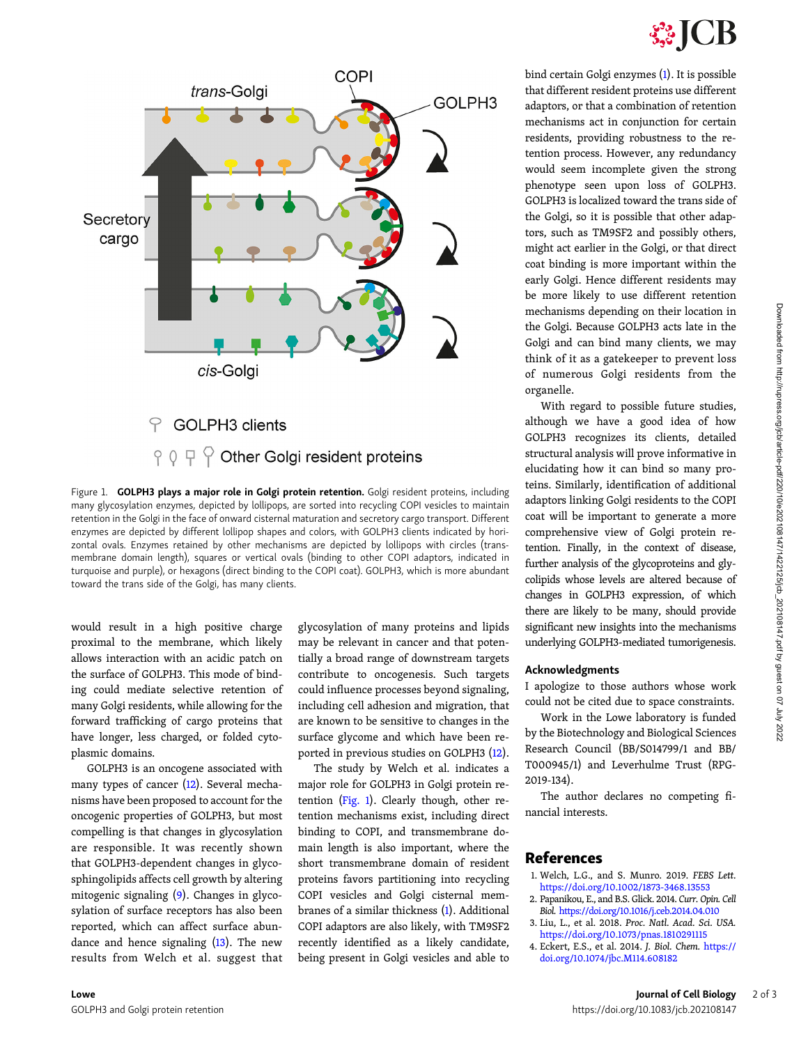Figure 1. **GOLPH3 plays a major role in Golgi protein retention.** Golgi resident proteins, including many glycosylation enzymes, depicted by lollipops, are sorted into recycling COPI vesicles to maintain retention in the Golgi in the face of onward cisternal maturation and secretory cargo transport. Different enzymes are depicted by different lollipop shapes and colors, with GOLPH3 clients indicated by horizontal ovals. Enzymes retained by other mechanisms are depicted by lollipops with circles (transmembrane domain length), squares or vertical ovals (binding to other COPI adaptors, indicated in turquoise and purple), or hexagons (direct binding to the COPI coat). GOLPH3, which is more abundant toward the trans side of the Golgi, has many clients.

would result in a high positive charge proximal to the membrane, which likely allows interaction with an acidic patch on the surface of GOLPH3. This mode of binding could mediate selective retention of many Golgi residents, while allowing for the forward trafficking of cargo proteins that have longer, less charged, or folded cytoplasmic domains.

GOLPH3 is an oncogene associated with many types of cancer (12). Several mechanisms have been proposed to account for the oncogenic properties of GOLPH3, but most compelling is that changes in glycosylation are responsible. It was recently shown that GOLPH3-dependent changes in glycosphingolipids affects cell growth by altering mitogenic signaling (9). Changes in glycosylation of surface receptors has also been reported, which can affect surface abundance and hence signaling (13). The new results from Welch et al. suggest that glycosylation of many proteins and lipids may be relevant in cancer and that potentially a broad range of downstream targets contribute to oncogenesis. Such targets could influence processes beyond signaling, including cell adhesion and migration, that are known to be sensitive to changes in the surface glycome and which have been reported in previous studies on GOLPH3 (12).

The study by Welch et al. indicates a major role for GOLPH3 in Golgi protein retention (Fig. 1). Clearly though, other retention mechanisms exist, including direct binding to COPI, and transmembrane domain length is also important, where the short transmembrane domain of resident proteins favors partitioning into recycling COPI vesicles and Golgi cisternal membranes of a similar thickness (1). Additional COPI adaptors are also likely, with TM9SF2 recently identified as a likely candidate, being present in Golgi vesicles and able to bind certain Golgi enzymes (1). It is possible that different resident proteins use different adaptors, or that a combination of retention mechanisms act in conjunction for certain residents, providing robustness to the retention process. However, any redundancy would seem incomplete given the strong phenotype seen upon loss of GOLPH3. GOLPH3 is localized toward the trans side of the Golgi, so it is possible that other adaptors, such as TM9SF2 and possibly others, might act earlier in the Golgi, or that direct coat binding is more important within the early Golgi. Hence different residents may be more likely to use different retention mechanisms depending on their location in the Golgi. Because GOLPH3 acts late in the Golgi and can bind many clients, we may think of it as a gatekeeper to prevent loss of numerous Golgi residents from the organelle.

With regard to possible future studies, although we have a good idea of how GOLPH3 recognizes its clients, detailed structural analysis will prove informative in elucidating how it can bind so many proteins. Similarly, identification of additional adaptors linking Golgi residents to the COPI coat will be important to generate a more comprehensive view of Golgi protein retention. Finally, in the context of disease, further analysis of the glycoproteins and glycolipids whose levels are altered because of changes in GOLPH3 expression, of which there are likely to be many, should provide significant new insights into the mechanisms underlying GOLPH3-mediated tumorigenesis.

## Acknowledgments

I apologize to those authors whose work could not be cited due to space constraints.

Work in the Lowe laboratory is funded by the Biotechnology and Biological Sciences Research Council (BB/S014799/1 and BB/T000945/1) and Leverhulme Trust (RPG-2019-134).

The author declares no competing financial interests.

## References

1. Welch, L.G., and S. Munro. 2019. *FEBS Lett.* https://doi.org/10.1002/1873-3468.13553
2. Papanikou, E., and B.S. Glick. 2014. *Curr. Opin. Cell Biol.* https://doi.org/10.1016/j.ceb.2014.04.010
3. Liu, L., et al. 2018. *Proc. Natl. Acad. Sci. USA.* https://doi.org/10.1073/pnas.1810291115
4. Eckert, E.S., et al. 2014. *J. Biol. Chem.* https://doi.org/10.1074/jbc.M114.608182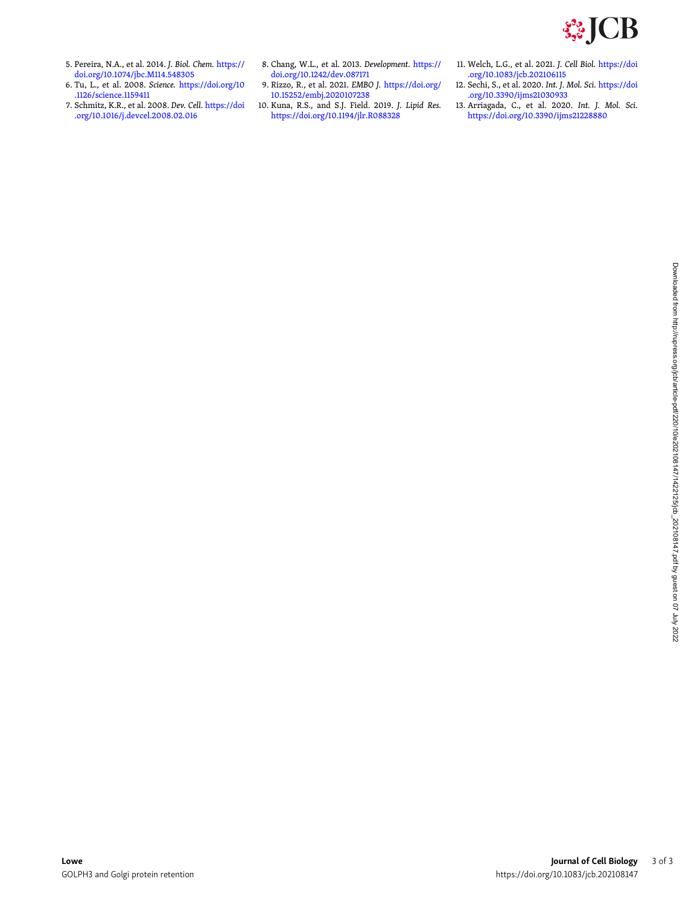5. Pereira, N.A., et al. 2014. *J. Biol. Chem.* https://doi.org/10.1074/jbc.M114.548305
6. Tu, L., et al. 2008. *Science.* https://doi.org/10.1126/science.1159411
7. Schmitz, K.R., et al. 2008. *Dev. Cell.* https://doi.org/10.1016/j.devcel.2008.02.016
8. Chang, W.L., et al. 2013. *Development.* https://doi.org/10.1242/dev.087171
9. Rizzo, R., et al. 2021. *EMBO J.* https://doi.org/10.15252/embj.2020107238
10. Kuna, R.S., and S.J. Field. 2019. *J. Lipid Res.* https://doi.org/10.1194/jlr.R088328
11. Welch, L.G., et al. 2021. *J. Cell Biol.* https://doi.org/10.1083/jcb.202106115
12. Sechi, S., et al. 2020. *Int. J. Mol. Sci.* https://doi.org/10.3390/ijms21030933
13. Arriagada, C., et al. 2020. *Int. J. Mol. Sci.* https://doi.org/10.3390/ijms21228880